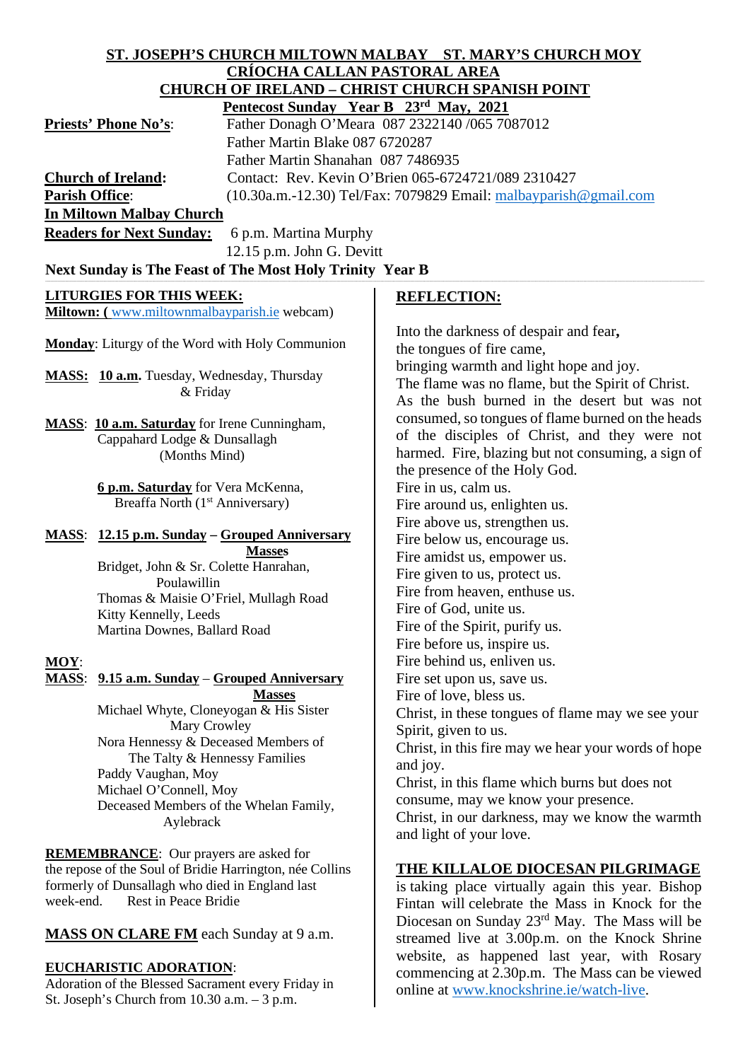**ST. JOSEPH'S CHURCH MILTOWN MALBAY   ST. MARY'S CHURCH MOY**
**CRÍOCHA CALLAN PASTORAL AREA**
**CHURCH OF IRELAND – CHRIST CHURCH SPANISH POINT**
**Pentecost Sunday   Year B   23rd May, 2021**

**Priests' Phone No's**: Father Donagh O'Meara 087 2322140 /065 7087012
Father Martin Blake 087 6720287
Father Martin Shanahan 087 7486935

**Church of Ireland:** Contact: Rev. Kevin O'Brien 065-6724721/089 2310427

**Parish Office**: (10.30a.m.-12.30) Tel/Fax: 7079829 Email: malbayparish@gmail.com

**In Miltown Malbay Church**

**Readers for Next Sunday:** 6 p.m. Martina Murphy
12.15 p.m. John G. Devitt

**Next Sunday is The Feast of The Most Holy Trinity Year B**

## LITURGIES FOR THIS WEEK:

**Miltown: (** www.miltownmalbayparish.ie webcam)

**Monday**: Liturgy of the Word with Holy Communion

**MASS: 10 a.m.** Tuesday, Wednesday, Thursday & Friday

**MASS**: **10 a.m. Saturday** for Irene Cunningham, Cappahard Lodge & Dunsallagh (Months Mind)

**6 p.m. Saturday** for Vera McKenna, Breaffa North (1st Anniversary)

**MASS**: **12.15 p.m. Sunday – Grouped Anniversary Masses**
Bridget, John & Sr. Colette Hanrahan, Poulawillin
Thomas & Maisie O'Friel, Mullagh Road
Kitty Kennelly, Leeds
Martina Downes, Ballard Road

**MOY**:
**MASS**: **9.15 a.m. Sunday** – **Grouped Anniversary Masses**
Michael Whyte, Cloneyogan & His Sister Mary Crowley
Nora Hennessy & Deceased Members of The Talty & Hennessy Families
Paddy Vaughan, Moy
Michael O'Connell, Moy
Deceased Members of the Whelan Family, Aylebrack

**REMEMBRANCE**: Our prayers are asked for the repose of the Soul of Bridie Harrington, née Collins formerly of Dunsallagh who died in England last week-end. Rest in Peace Bridie

**MASS ON CLARE FM** each Sunday at 9 a.m.

**EUCHARISTIC ADORATION**:
Adoration of the Blessed Sacrament every Friday in St. Joseph's Church from 10.30 a.m. – 3 p.m.

## REFLECTION:

Into the darkness of despair and fear,
the tongues of fire came,
bringing warmth and light hope and joy.
The flame was no flame, but the Spirit of Christ.
As the bush burned in the desert but was not consumed, so tongues of flame burned on the heads of the disciples of Christ, and they were not harmed. Fire, blazing but not consuming, a sign of the presence of the Holy God.
Fire in us, calm us.
Fire around us, enlighten us.
Fire above us, strengthen us.
Fire below us, encourage us.
Fire amidst us, empower us.
Fire given to us, protect us.
Fire from heaven, enthuse us.
Fire of God, unite us.
Fire of the Spirit, purify us.
Fire before us, inspire us.
Fire behind us, enliven us.
Fire set upon us, save us.
Fire of love, bless us.
Christ, in these tongues of flame may we see your Spirit, given to us.
Christ, in this fire may we hear your words of hope and joy.
Christ, in this flame which burns but does not consume, may we know your presence.
Christ, in our darkness, may we know the warmth and light of your love.

## THE KILLALOE DIOCESAN PILGRIMAGE

is taking place virtually again this year. Bishop Fintan will celebrate the Mass in Knock for the Diocesan on Sunday 23rd May. The Mass will be streamed live at 3.00p.m. on the Knock Shrine website, as happened last year, with Rosary commencing at 2.30p.m. The Mass can be viewed online at www.knockshrine.ie/watch-live.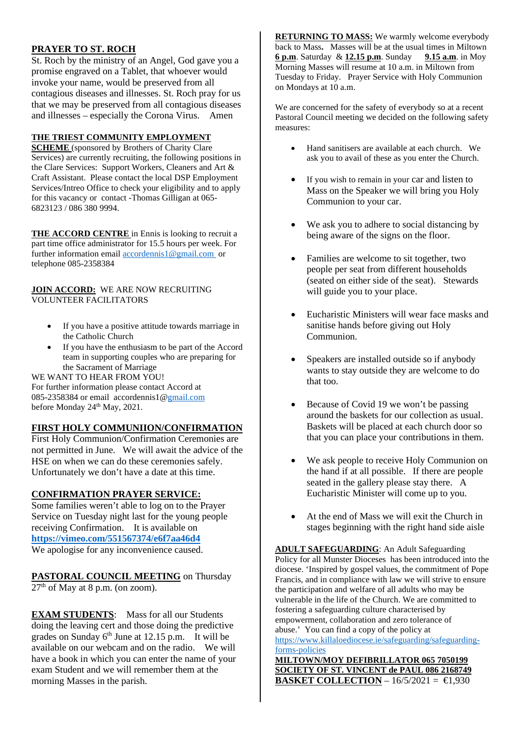**PRAYER TO ST. ROCH**

St. Roch by the ministry of an Angel, God gave you a promise engraved on a Tablet, that whoever would invoke your name, would be preserved from all contagious diseases and illnesses. St. Roch pray for us that we may be preserved from all contagious diseases and illnesses – especially the Corona Virus. Amen

**THE TRIEST COMMUNITY EMPLOYMENT SCHEME** (sponsored by Brothers of Charity Clare Services) are currently recruiting, the following positions in the Clare Services: Support Workers, Cleaners and Art & Craft Assistant. Please contact the local DSP Employment Services/Intreo Office to check your eligibility and to apply for this vacancy or contact -Thomas Gilligan at 065-6823123 / 086 380 9994.

**THE ACCORD CENTRE** in Ennis is looking to recruit a part time office administrator for 15.5 hours per week. For further information email accordennis1@gmail.com or telephone 085-2358384

**JOIN ACCORD:** WE ARE NOW RECRUITING VOLUNTEER FACILITATORS

- If you have a positive attitude towards marriage in the Catholic Church
- If you have the enthusiasm to be part of the Accord team in supporting couples who are preparing for the Sacrament of Marriage

WE WANT TO HEAR FROM YOU!
For further information please contact Accord at 085-2358384 or email accordennis1@gmail.com before Monday 24th May, 2021.

**FIRST HOLY COMMUNIION/CONFIRMATION**

First Holy Communion/Confirmation Ceremonies are not permitted in June. We will await the advice of the HSE on when we can do these ceremonies safely. Unfortunately we don't have a date at this time.

**CONFIRMATION PRAYER SERVICE:**

Some families weren't able to log on to the Prayer Service on Tuesday night last for the young people receiving Confirmation. It is available on **https://vimeo.com/551567374/e6f7aa46d4**
We apologise for any inconvenience caused.

**PASTORAL COUNCIL MEETING** on Thursday 27th of May at 8 p.m. (on zoom).

**EXAM STUDENTS**: Mass for all our Students doing the leaving cert and those doing the predictive grades on Sunday 6th June at 12.15 p.m. It will be available on our webcam and on the radio. We will have a book in which you can enter the name of your exam Student and we will remember them at the morning Masses in the parish.

**RETURNING TO MASS:** We warmly welcome everybody back to Mass**.** Masses will be at the usual times in Miltown **6 p.m**. Saturday & **12.15 p.m**. Sunday **9.15 a.m**. in Moy Morning Masses will resume at 10 a.m. in Miltown from Tuesday to Friday. Prayer Service with Holy Communion on Mondays at 10 a.m.

We are concerned for the safety of everybody so at a recent Pastoral Council meeting we decided on the following safety measures:

- Hand sanitisers are available at each church. We ask you to avail of these as you enter the Church.
- If you wish to remain in your car and listen to Mass on the Speaker we will bring you Holy Communion to your car.
- We ask you to adhere to social distancing by being aware of the signs on the floor.
- Families are welcome to sit together, two people per seat from different households (seated on either side of the seat). Stewards will guide you to your place.
- Eucharistic Ministers will wear face masks and sanitise hands before giving out Holy Communion.
- Speakers are installed outside so if anybody wants to stay outside they are welcome to do that too.
- Because of Covid 19 we won't be passing around the baskets for our collection as usual. Baskets will be placed at each church door so that you can place your contributions in them.
- We ask people to receive Holy Communion on the hand if at all possible. If there are people seated in the gallery please stay there. A Eucharistic Minister will come up to you.
- At the end of Mass we will exit the Church in stages beginning with the right hand side aisle

**ADULT SAFEGUARDING**: An Adult Safeguarding Policy for all Munster Dioceses has been introduced into the diocese. 'Inspired by gospel values, the commitment of Pope Francis, and in compliance with law we will strive to ensure the participation and welfare of all adults who may be vulnerable in the life of the Church. We are committed to fostering a safeguarding culture characterised by empowerment, collaboration and zero tolerance of abuse.' You can find a copy of the policy at https://www.killaloediocese.ie/safeguarding/safeguarding-forms-policies

**MILTOWN/MOY DEFIBRILLATOR 065 7050199**
**SOCIETY OF ST. VINCENT de PAUL 086 2168749**
**BASKET COLLECTION** – 16/5/2021 = €1,930